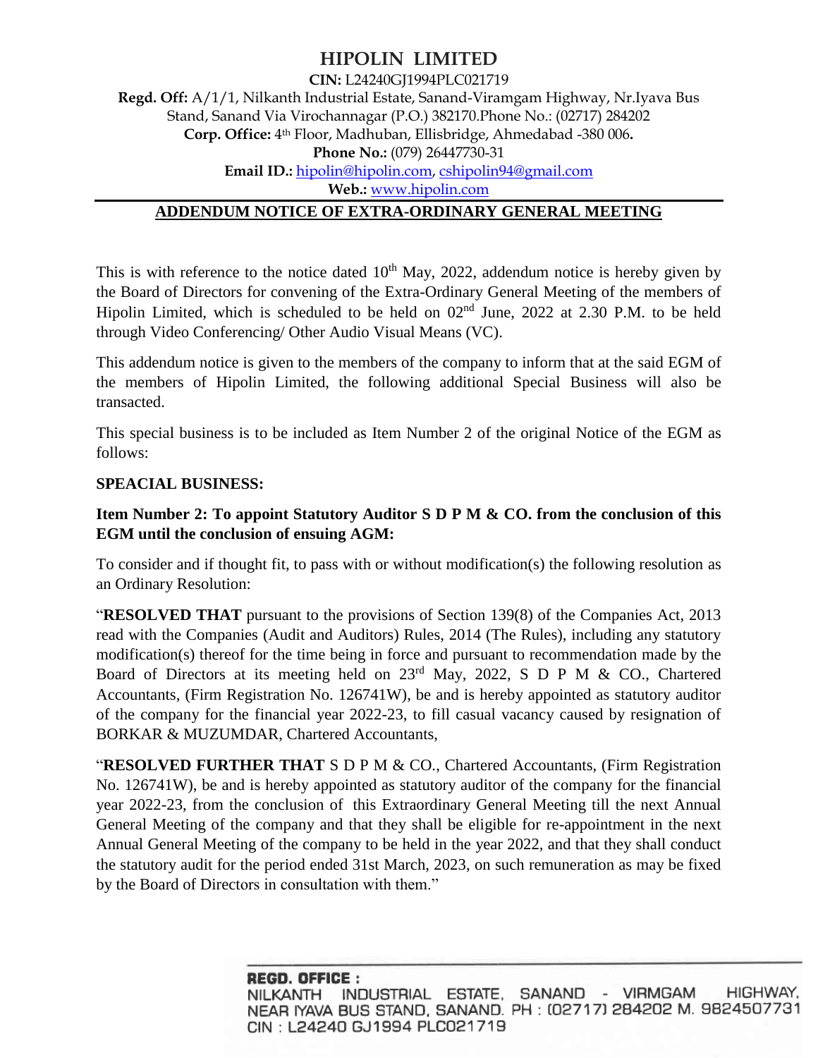# HIPOLIN LIMITED

**CIN:** L24240GJ1994PLC021719
**Regd. Off:** A/1/1, Nilkanth Industrial Estate, Sanand-Viramgam Highway, Nr.Iyava Bus Stand, Sanand Via Virochannagar (P.O.) 382170.Phone No.: (02717) 284202
**Corp. Office:** 4th Floor, Madhuban, Ellisbridge, Ahmedabad -380 006.
**Phone No.:** (079) 26447730-31
**Email ID.:** hipolin@hipolin.com, cshipolin94@gmail.com
**Web.:** www.hipolin.com

## ADDENDUM NOTICE OF EXTRA-ORDINARY GENERAL MEETING

This is with reference to the notice dated 10th May, 2022, addendum notice is hereby given by the Board of Directors for convening of the Extra-Ordinary General Meeting of the members of Hipolin Limited, which is scheduled to be held on 02nd June, 2022 at 2.30 P.M. to be held through Video Conferencing/ Other Audio Visual Means (VC).

This addendum notice is given to the members of the company to inform that at the said EGM of the members of Hipolin Limited, the following additional Special Business will also be transacted.

This special business is to be included as Item Number 2 of the original Notice of the EGM as follows:

**SPEACIAL BUSINESS:**

**Item Number 2: To appoint Statutory Auditor S D P M & CO. from the conclusion of this EGM until the conclusion of ensuing AGM:**

To consider and if thought fit, to pass with or without modification(s) the following resolution as an Ordinary Resolution:

"**RESOLVED THAT** pursuant to the provisions of Section 139(8) of the Companies Act, 2013 read with the Companies (Audit and Auditors) Rules, 2014 (The Rules), including any statutory modification(s) thereof for the time being in force and pursuant to recommendation made by the Board of Directors at its meeting held on 23rd May, 2022, S D P M & CO., Chartered Accountants, (Firm Registration No. 126741W), be and is hereby appointed as statutory auditor of the company for the financial year 2022-23, to fill casual vacancy caused by resignation of BORKAR & MUZUMDAR, Chartered Accountants,

"**RESOLVED FURTHER THAT** S D P M & CO., Chartered Accountants, (Firm Registration No. 126741W), be and is hereby appointed as statutory auditor of the company for the financial year 2022-23, from the conclusion of this Extraordinary General Meeting till the next Annual General Meeting of the company and that they shall be eligible for re-appointment in the next Annual General Meeting of the company to be held in the year 2022, and that they shall conduct the statutory audit for the period ended 31st March, 2023, on such remuneration as may be fixed by the Board of Directors in consultation with them."

**REGD. OFFICE :**
NILKANTH INDUSTRIAL ESTATE, SANAND - VIRMGAM HIGHWAY, NEAR IYAVA BUS STAND, SANAND. PH : (02717) 284202 M. 9824507731
CIN : L24240 GJ1994 PLC021719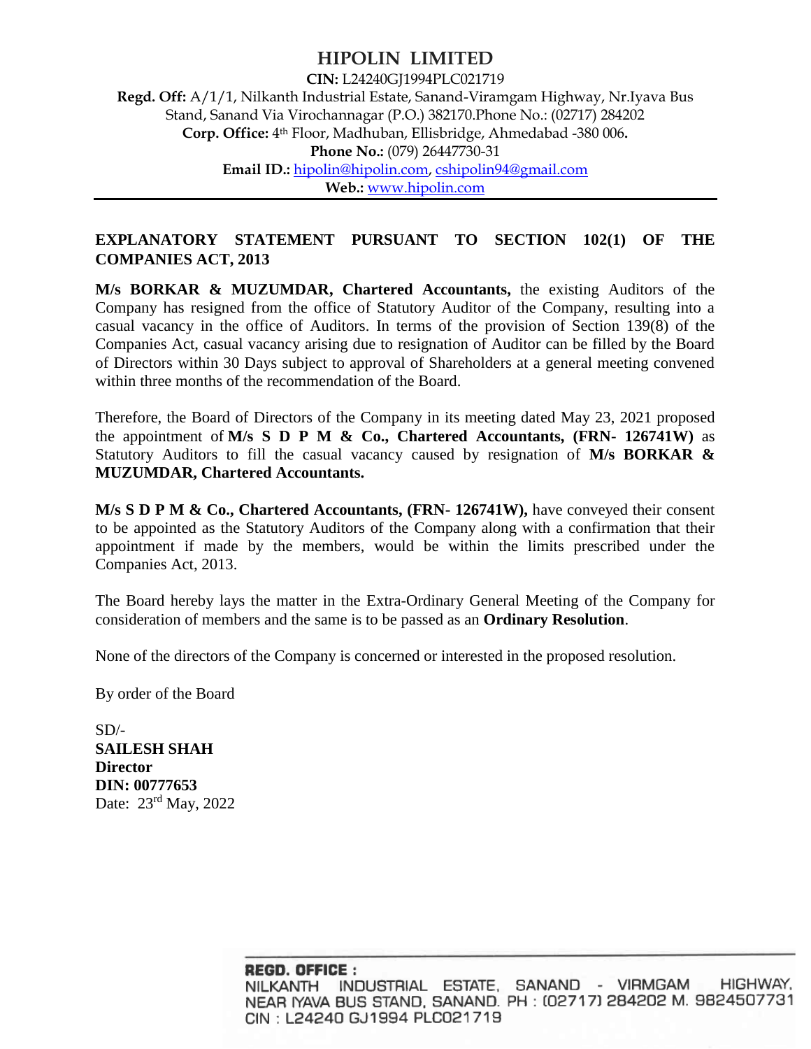# HIPOLIN LIMITED

**CIN:** L24240GJ1994PLC021719
**Regd. Off:** A/1/1, Nilkanth Industrial Estate, Sanand-Viramgam Highway, Nr.Iyava Bus Stand, Sanand Via Virochannagar (P.O.) 382170.Phone No.: (02717) 284202
**Corp. Office:** 4th Floor, Madhuban, Ellisbridge, Ahmedabad -380 006.
**Phone No.:** (079) 26447730-31
**Email ID.:** hipolin@hipolin.com, cshipolin94@gmail.com
**Web.:** www.hipolin.com

---

**EXPLANATORY STATEMENT PURSUANT TO SECTION 102(1) OF THE COMPANIES ACT, 2013**

**M/s BORKAR & MUZUMDAR, Chartered Accountants,** the existing Auditors of the Company has resigned from the office of Statutory Auditor of the Company, resulting into a casual vacancy in the office of Auditors. In terms of the provision of Section 139(8) of the Companies Act, casual vacancy arising due to resignation of Auditor can be filled by the Board of Directors within 30 Days subject to approval of Shareholders at a general meeting convened within three months of the recommendation of the Board.

Therefore, the Board of Directors of the Company in its meeting dated May 23, 2021 proposed the appointment of **M/s S D P M & Co., Chartered Accountants, (FRN- 126741W)** as Statutory Auditors to fill the casual vacancy caused by resignation of **M/s BORKAR & MUZUMDAR, Chartered Accountants.**

**M/s S D P M & Co., Chartered Accountants, (FRN- 126741W),** have conveyed their consent to be appointed as the Statutory Auditors of the Company along with a confirmation that their appointment if made by the members, would be within the limits prescribed under the Companies Act, 2013.

The Board hereby lays the matter in the Extra-Ordinary General Meeting of the Company for consideration of members and the same is to be passed as an **Ordinary Resolution**.

None of the directors of the Company is concerned or interested in the proposed resolution.

By order of the Board

SD/-
**SAILESH SHAH**
**Director**
**DIN: 00777653**
Date: 23rd May, 2022

---

**REGD. OFFICE :**
NILKANTH INDUSTRIAL ESTATE, SANAND - VIRMGAM HIGHWAY, NEAR IYAVA BUS STAND, SANAND. PH : (02717) 284202 M. 9824507731
CIN : L24240 GJ1994 PLC021719